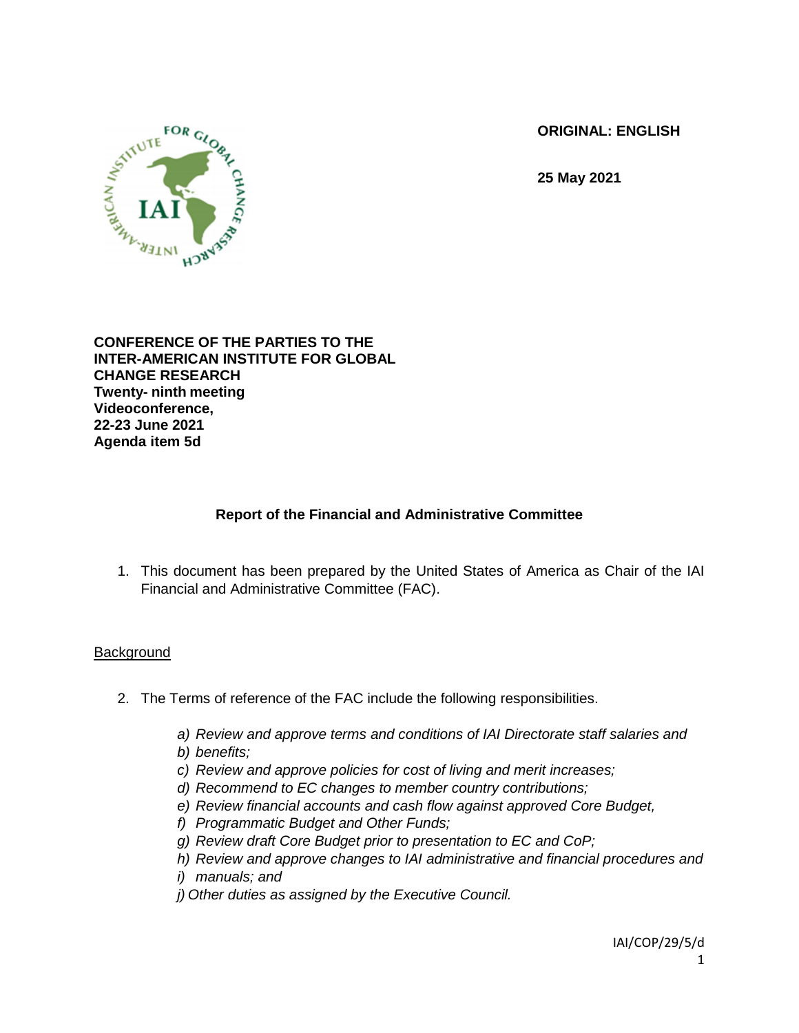**ORIGINAL: ENGLISH**

**25 May 2021**

**CONFERENCE OF THE PARTIES TO THE INTER-AMERICAN INSTITUTE FOR GLOBAL CHANGE RESEARCH**
**Twenty- ninth meeting**
**Videoconference,**
**22-23 June 2021**
**Agenda item 5d**

## Report of the Financial and Administrative Committee

1. This document has been prepared by the United States of America as Chair of the IAI Financial and Administrative Committee (FAC).

### Background

2. The Terms of reference of the FAC include the following responsibilities.

   *a) Review and approve terms and conditions of IAI Directorate staff salaries and*
   *b) benefits;*
   *c) Review and approve policies for cost of living and merit increases;*
   *d) Recommend to EC changes to member country contributions;*
   *e) Review financial accounts and cash flow against approved Core Budget,*
   *f) Programmatic Budget and Other Funds;*
   *g) Review draft Core Budget prior to presentation to EC and CoP;*
   *h) Review and approve changes to IAI administrative and financial procedures and*
   *i) manuals; and*
   *j) Other duties as assigned by the Executive Council.*

IAI/COP/29/5/d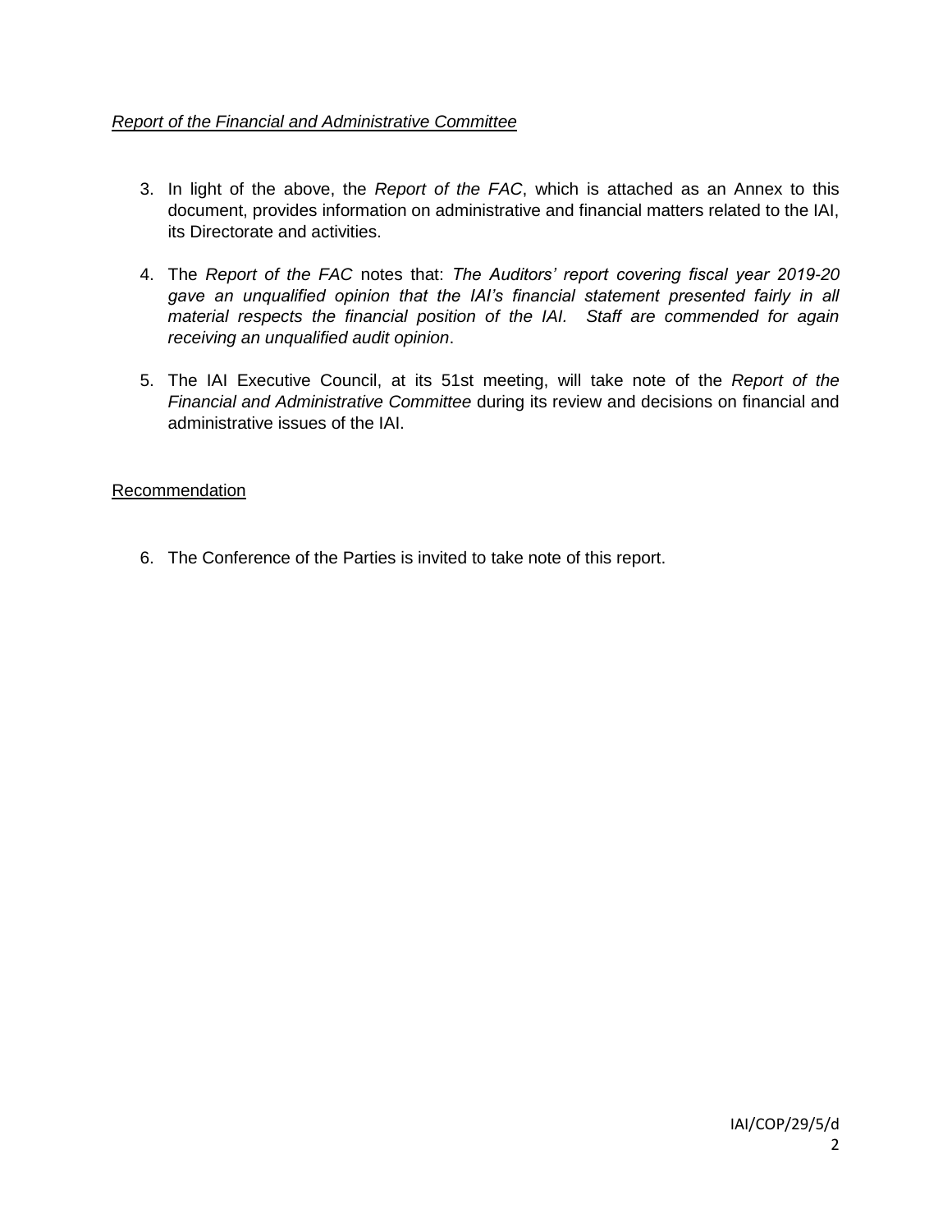*Report of the Financial and Administrative Committee*

3. In light of the above, the *Report of the FAC*, which is attached as an Annex to this document, provides information on administrative and financial matters related to the IAI, its Directorate and activities.

4. The *Report of the FAC* notes that: *The Auditors' report covering fiscal year 2019-20 gave an unqualified opinion that the IAI's financial statement presented fairly in all material respects the financial position of the IAI. Staff are commended for again receiving an unqualified audit opinion*.

5. The IAI Executive Council, at its 51st meeting, will take note of the *Report of the Financial and Administrative Committee* during its review and decisions on financial and administrative issues of the IAI.

Recommendation

6. The Conference of the Parties is invited to take note of this report.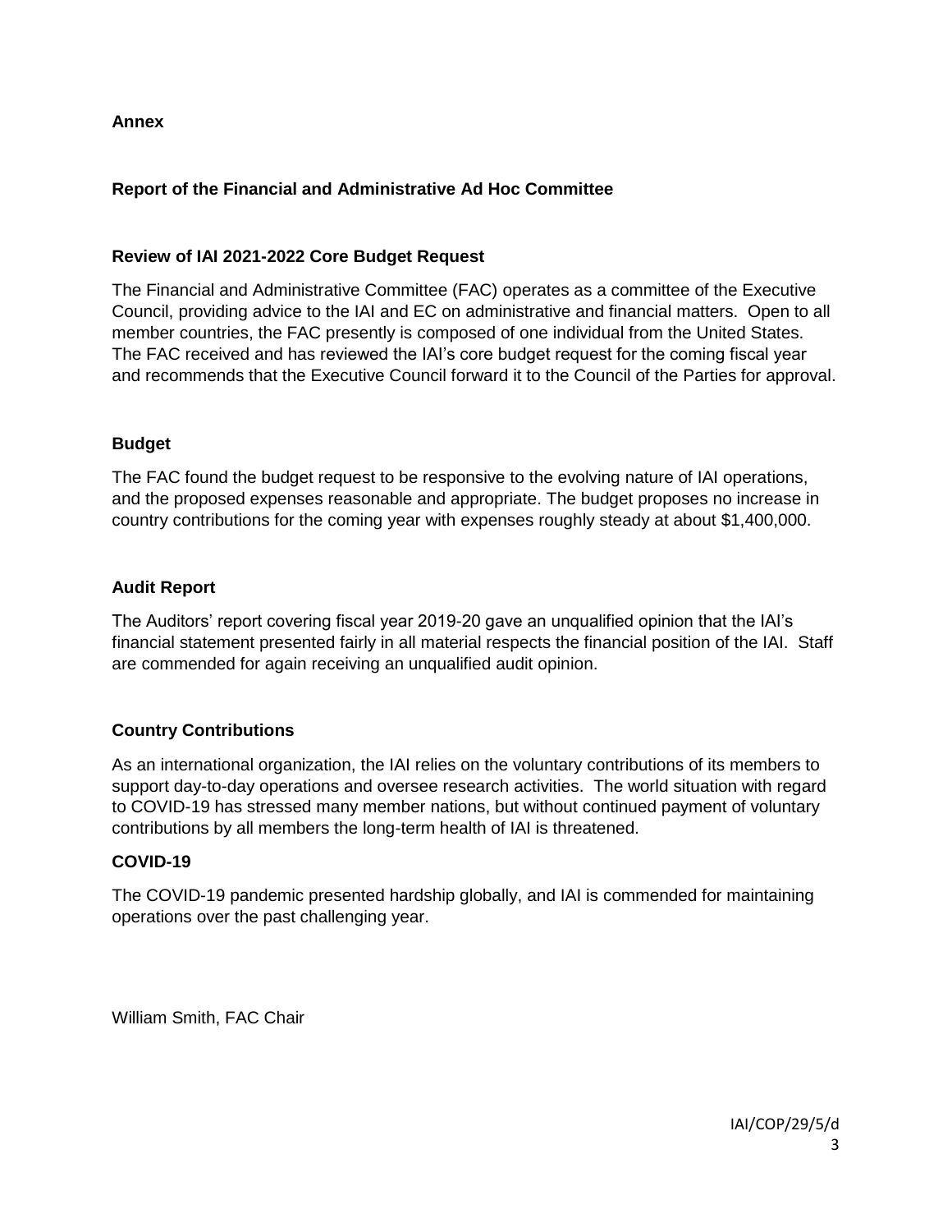**Annex**

## Report of the Financial and Administrative Ad Hoc Committee

### Review of IAI 2021-2022 Core Budget Request

The Financial and Administrative Committee (FAC) operates as a committee of the Executive Council, providing advice to the IAI and EC on administrative and financial matters. Open to all member countries, the FAC presently is composed of one individual from the United States. The FAC received and has reviewed the IAI's core budget request for the coming fiscal year and recommends that the Executive Council forward it to the Council of the Parties for approval.

### Budget

The FAC found the budget request to be responsive to the evolving nature of IAI operations, and the proposed expenses reasonable and appropriate. The budget proposes no increase in country contributions for the coming year with expenses roughly steady at about $1,400,000.

### Audit Report

The Auditors' report covering fiscal year 2019-20 gave an unqualified opinion that the IAI's financial statement presented fairly in all material respects the financial position of the IAI. Staff are commended for again receiving an unqualified audit opinion.

### Country Contributions

As an international organization, the IAI relies on the voluntary contributions of its members to support day-to-day operations and oversee research activities. The world situation with regard to COVID-19 has stressed many member nations, but without continued payment of voluntary contributions by all members the long-term health of IAI is threatened.

### COVID-19

The COVID-19 pandemic presented hardship globally, and IAI is commended for maintaining operations over the past challenging year.

William Smith, FAC Chair

IAI/COP/29/5/d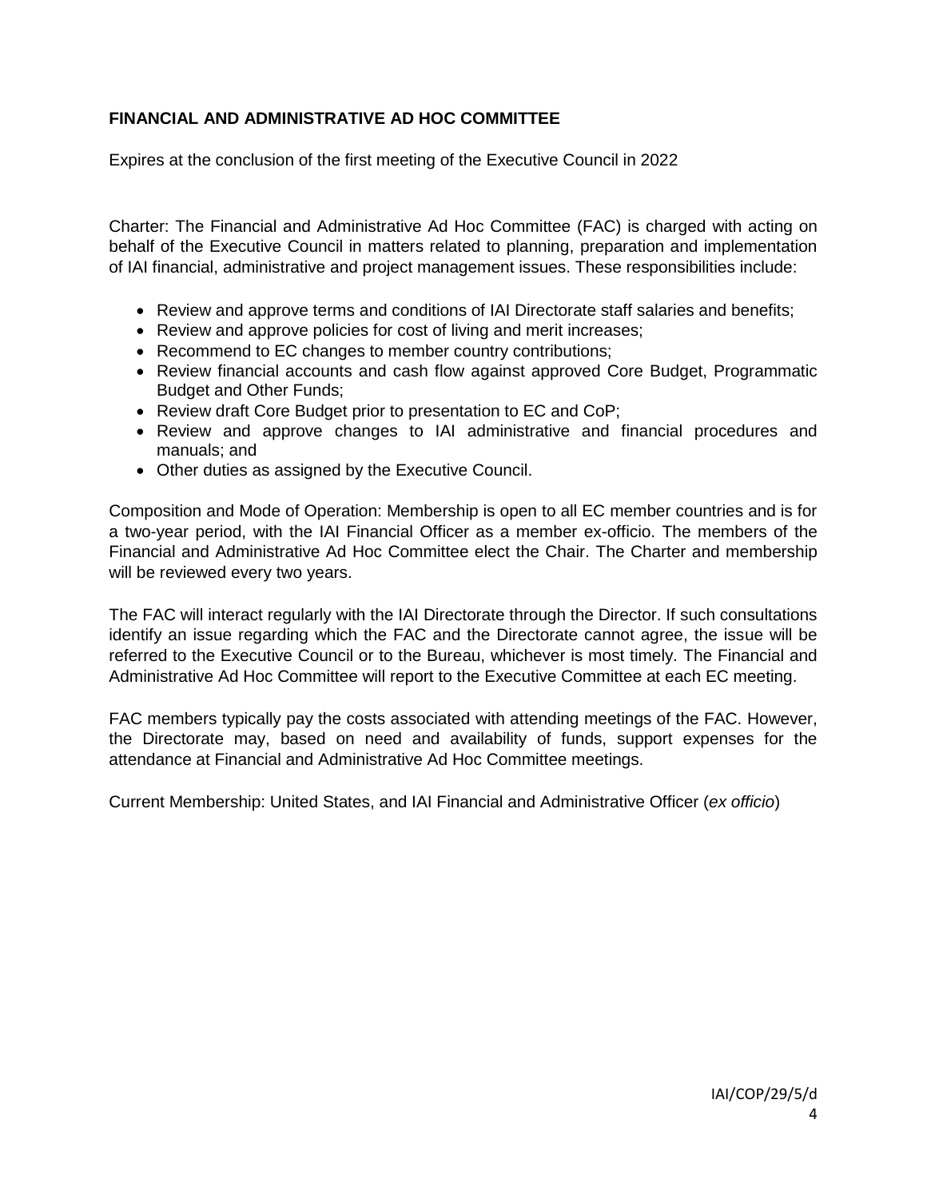**FINANCIAL AND ADMINISTRATIVE AD HOC COMMITTEE**

Expires at the conclusion of the first meeting of the Executive Council in 2022

Charter: The Financial and Administrative Ad Hoc Committee (FAC) is charged with acting on behalf of the Executive Council in matters related to planning, preparation and implementation of IAI financial, administrative and project management issues. These responsibilities include:

- Review and approve terms and conditions of IAI Directorate staff salaries and benefits;
- Review and approve policies for cost of living and merit increases;
- Recommend to EC changes to member country contributions;
- Review financial accounts and cash flow against approved Core Budget, Programmatic Budget and Other Funds;
- Review draft Core Budget prior to presentation to EC and CoP;
- Review and approve changes to IAI administrative and financial procedures and manuals; and
- Other duties as assigned by the Executive Council.

Composition and Mode of Operation: Membership is open to all EC member countries and is for a two-year period, with the IAI Financial Officer as a member ex-officio. The members of the Financial and Administrative Ad Hoc Committee elect the Chair. The Charter and membership will be reviewed every two years.

The FAC will interact regularly with the IAI Directorate through the Director. If such consultations identify an issue regarding which the FAC and the Directorate cannot agree, the issue will be referred to the Executive Council or to the Bureau, whichever is most timely. The Financial and Administrative Ad Hoc Committee will report to the Executive Committee at each EC meeting.

FAC members typically pay the costs associated with attending meetings of the FAC. However, the Directorate may, based on need and availability of funds, support expenses for the attendance at Financial and Administrative Ad Hoc Committee meetings.

Current Membership: United States, and IAI Financial and Administrative Officer (*ex officio*)

IAI/COP/29/5/d